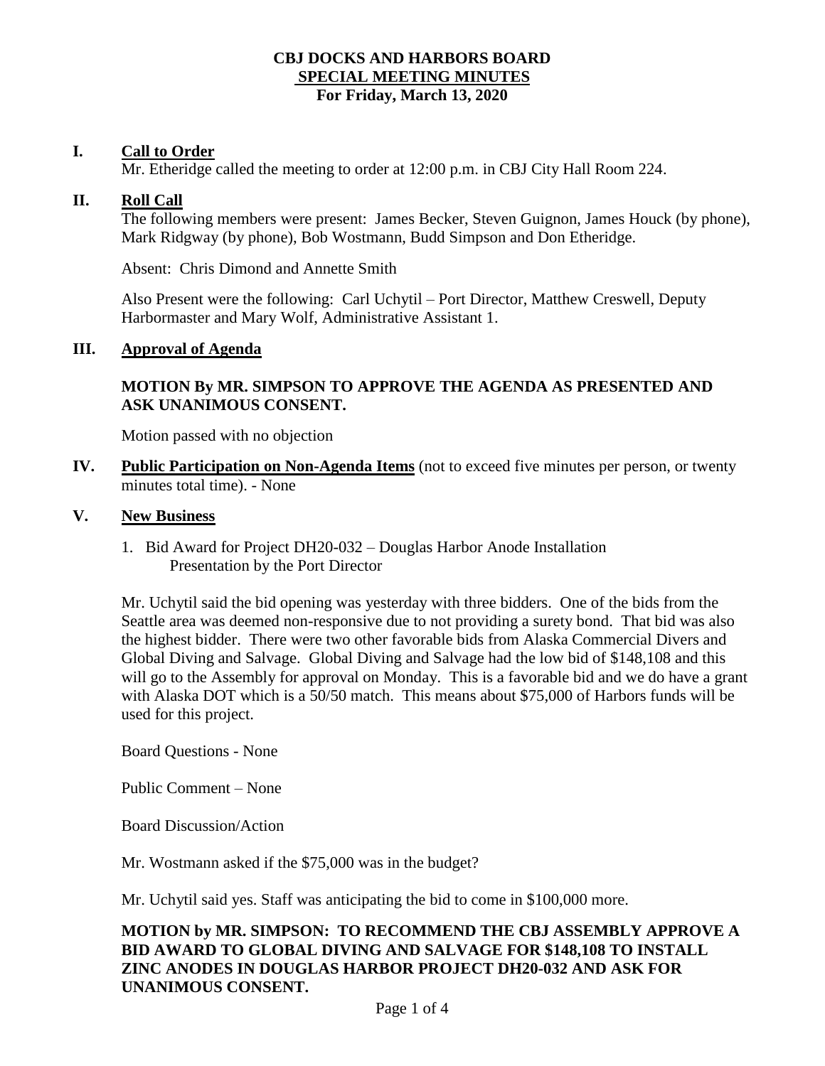# CBJ DOCKS AND HARBORS BOARD
## SPECIAL MEETING MINUTES
### For Friday, March 13, 2020

## I. Call to Order

Mr. Etheridge called the meeting to order at 12:00 p.m. in CBJ City Hall Room 224.

## II. Roll Call

The following members were present: James Becker, Steven Guignon, James Houck (by phone), Mark Ridgway (by phone), Bob Wostmann, Budd Simpson and Don Etheridge.

Absent: Chris Dimond and Annette Smith

Also Present were the following: Carl Uchytil – Port Director, Matthew Creswell, Deputy Harbormaster and Mary Wolf, Administrative Assistant 1.

## III. Approval of Agenda

**MOTION By MR. SIMPSON TO APPROVE THE AGENDA AS PRESENTED AND ASK UNANIMOUS CONSENT.**

Motion passed with no objection

## IV. Public Participation on Non-Agenda Items (not to exceed five minutes per person, or twenty minutes total time). - None

## V. New Business

1. Bid Award for Project DH20-032 – Douglas Harbor Anode Installation
   Presentation by the Port Director

Mr. Uchytil said the bid opening was yesterday with three bidders. One of the bids from the Seattle area was deemed non-responsive due to not providing a surety bond. That bid was also the highest bidder. There were two other favorable bids from Alaska Commercial Divers and Global Diving and Salvage. Global Diving and Salvage had the low bid of $148,108 and this will go to the Assembly for approval on Monday. This is a favorable bid and we do have a grant with Alaska DOT which is a 50/50 match. This means about $75,000 of Harbors funds will be used for this project.

Board Questions - None

Public Comment – None

Board Discussion/Action

Mr. Wostmann asked if the $75,000 was in the budget?

Mr. Uchytil said yes. Staff was anticipating the bid to come in $100,000 more.

**MOTION by MR. SIMPSON: TO RECOMMEND THE CBJ ASSEMBLY APPROVE A BID AWARD TO GLOBAL DIVING AND SALVAGE FOR $148,108 TO INSTALL ZINC ANODES IN DOUGLAS HARBOR PROJECT DH20-032 AND ASK FOR UNANIMOUS CONSENT.**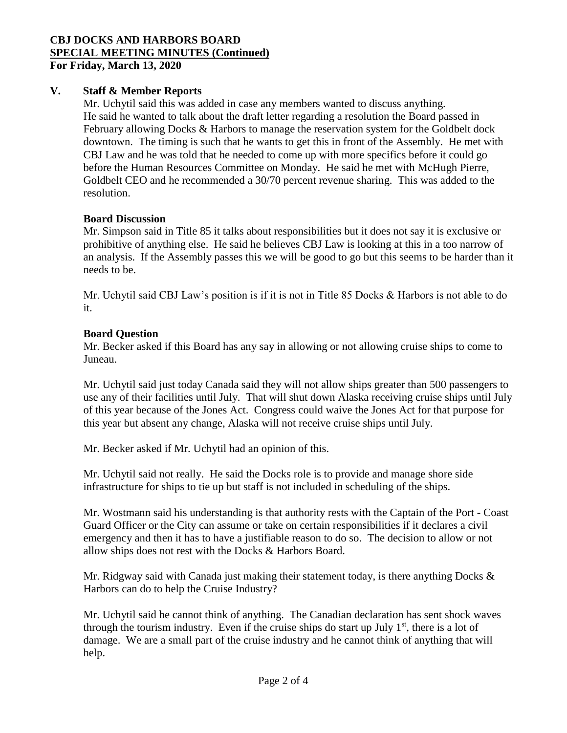**CBJ DOCKS AND HARBORS BOARD**
**SPECIAL MEETING MINUTES (Continued)**
**For Friday, March 13, 2020**

## V. Staff & Member Reports

Mr. Uchytil said this was added in case any members wanted to discuss anything. He said he wanted to talk about the draft letter regarding a resolution the Board passed in February allowing Docks & Harbors to manage the reservation system for the Goldbelt dock downtown. The timing is such that he wants to get this in front of the Assembly. He met with CBJ Law and he was told that he needed to come up with more specifics before it could go before the Human Resources Committee on Monday. He said he met with McHugh Pierre, Goldbelt CEO and he recommended a 30/70 percent revenue sharing. This was added to the resolution.

**Board Discussion**

Mr. Simpson said in Title 85 it talks about responsibilities but it does not say it is exclusive or prohibitive of anything else. He said he believes CBJ Law is looking at this in a too narrow of an analysis. If the Assembly passes this we will be good to go but this seems to be harder than it needs to be.

Mr. Uchytil said CBJ Law's position is if it is not in Title 85 Docks & Harbors is not able to do it.

**Board Question**

Mr. Becker asked if this Board has any say in allowing or not allowing cruise ships to come to Juneau.

Mr. Uchytil said just today Canada said they will not allow ships greater than 500 passengers to use any of their facilities until July. That will shut down Alaska receiving cruise ships until July of this year because of the Jones Act. Congress could waive the Jones Act for that purpose for this year but absent any change, Alaska will not receive cruise ships until July.

Mr. Becker asked if Mr. Uchytil had an opinion of this.

Mr. Uchytil said not really. He said the Docks role is to provide and manage shore side infrastructure for ships to tie up but staff is not included in scheduling of the ships.

Mr. Wostmann said his understanding is that authority rests with the Captain of the Port - Coast Guard Officer or the City can assume or take on certain responsibilities if it declares a civil emergency and then it has to have a justifiable reason to do so. The decision to allow or not allow ships does not rest with the Docks & Harbors Board.

Mr. Ridgway said with Canada just making their statement today, is there anything Docks & Harbors can do to help the Cruise Industry?

Mr. Uchytil said he cannot think of anything. The Canadian declaration has sent shock waves through the tourism industry. Even if the cruise ships do start up July 1st, there is a lot of damage. We are a small part of the cruise industry and he cannot think of anything that will help.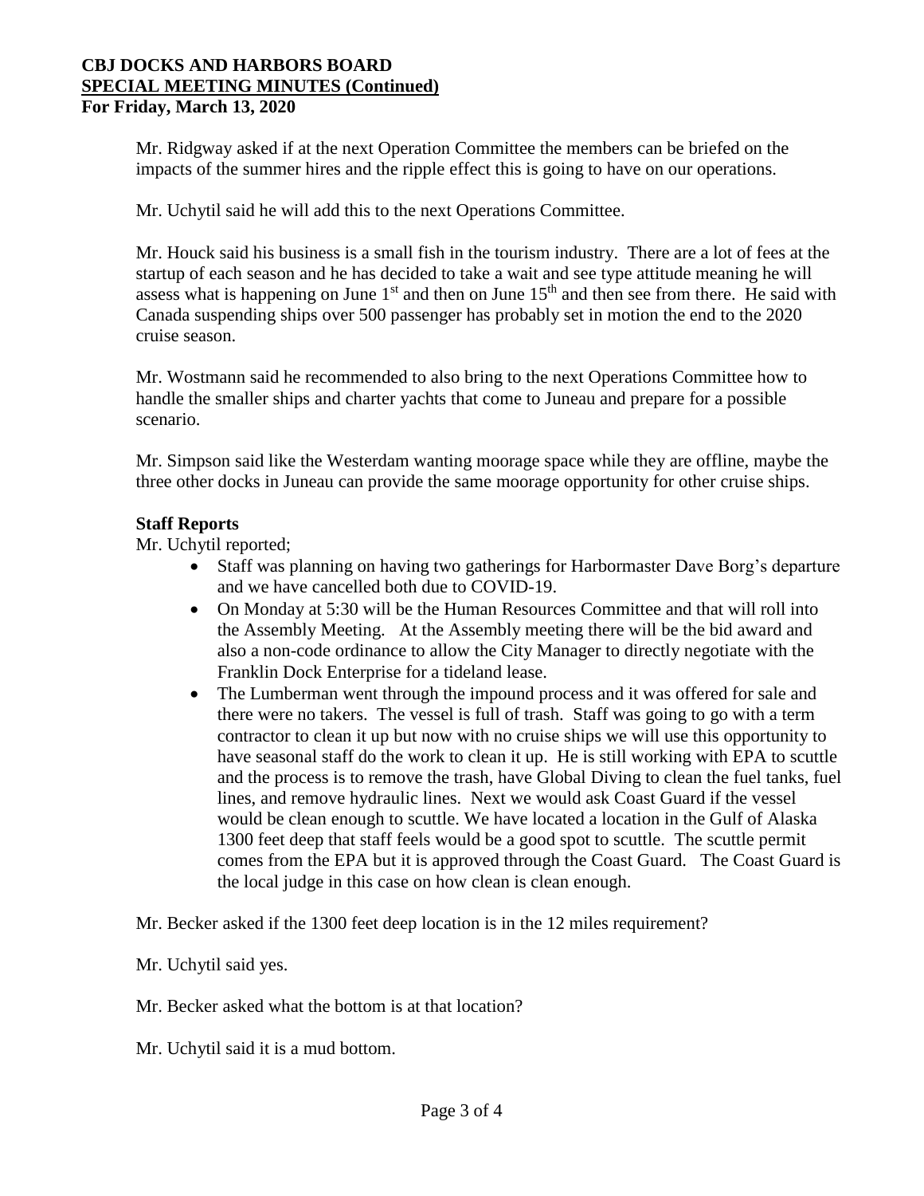Mr. Ridgway asked if at the next Operation Committee the members can be briefed on the impacts of the summer hires and the ripple effect this is going to have on our operations.

Mr. Uchytil said he will add this to the next Operations Committee.

Mr. Houck said his business is a small fish in the tourism industry. There are a lot of fees at the startup of each season and he has decided to take a wait and see type attitude meaning he will assess what is happening on June 1st and then on June 15th and then see from there. He said with Canada suspending ships over 500 passenger has probably set in motion the end to the 2020 cruise season.

Mr. Wostmann said he recommended to also bring to the next Operations Committee how to handle the smaller ships and charter yachts that come to Juneau and prepare for a possible scenario.

Mr. Simpson said like the Westerdam wanting moorage space while they are offline, maybe the three other docks in Juneau can provide the same moorage opportunity for other cruise ships.

**Staff Reports**

Mr. Uchytil reported;

- Staff was planning on having two gatherings for Harbormaster Dave Borg's departure and we have cancelled both due to COVID-19.
- On Monday at 5:30 will be the Human Resources Committee and that will roll into the Assembly Meeting. At the Assembly meeting there will be the bid award and also a non-code ordinance to allow the City Manager to directly negotiate with the Franklin Dock Enterprise for a tideland lease.
- The Lumberman went through the impound process and it was offered for sale and there were no takers. The vessel is full of trash. Staff was going to go with a term contractor to clean it up but now with no cruise ships we will use this opportunity to have seasonal staff do the work to clean it up. He is still working with EPA to scuttle and the process is to remove the trash, have Global Diving to clean the fuel tanks, fuel lines, and remove hydraulic lines. Next we would ask Coast Guard if the vessel would be clean enough to scuttle. We have located a location in the Gulf of Alaska 1300 feet deep that staff feels would be a good spot to scuttle. The scuttle permit comes from the EPA but it is approved through the Coast Guard. The Coast Guard is the local judge in this case on how clean is clean enough.

Mr. Becker asked if the 1300 feet deep location is in the 12 miles requirement?

Mr. Uchytil said yes.

Mr. Becker asked what the bottom is at that location?

Mr. Uchytil said it is a mud bottom.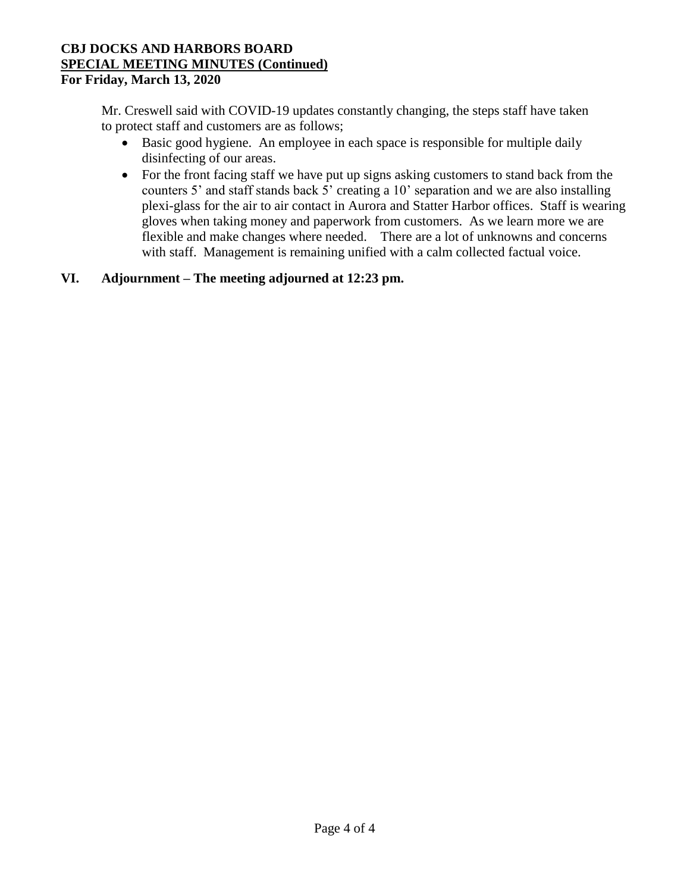Mr. Creswell said with COVID-19 updates constantly changing, the steps staff have taken to protect staff and customers are as follows;

- Basic good hygiene. An employee in each space is responsible for multiple daily disinfecting of our areas.
- For the front facing staff we have put up signs asking customers to stand back from the counters 5' and staff stands back 5' creating a 10' separation and we are also installing plexi-glass for the air to air contact in Aurora and Statter Harbor offices. Staff is wearing gloves when taking money and paperwork from customers. As we learn more we are flexible and make changes where needed. There are a lot of unknowns and concerns with staff. Management is remaining unified with a calm collected factual voice.

## VI. Adjournment – The meeting adjourned at 12:23 pm.